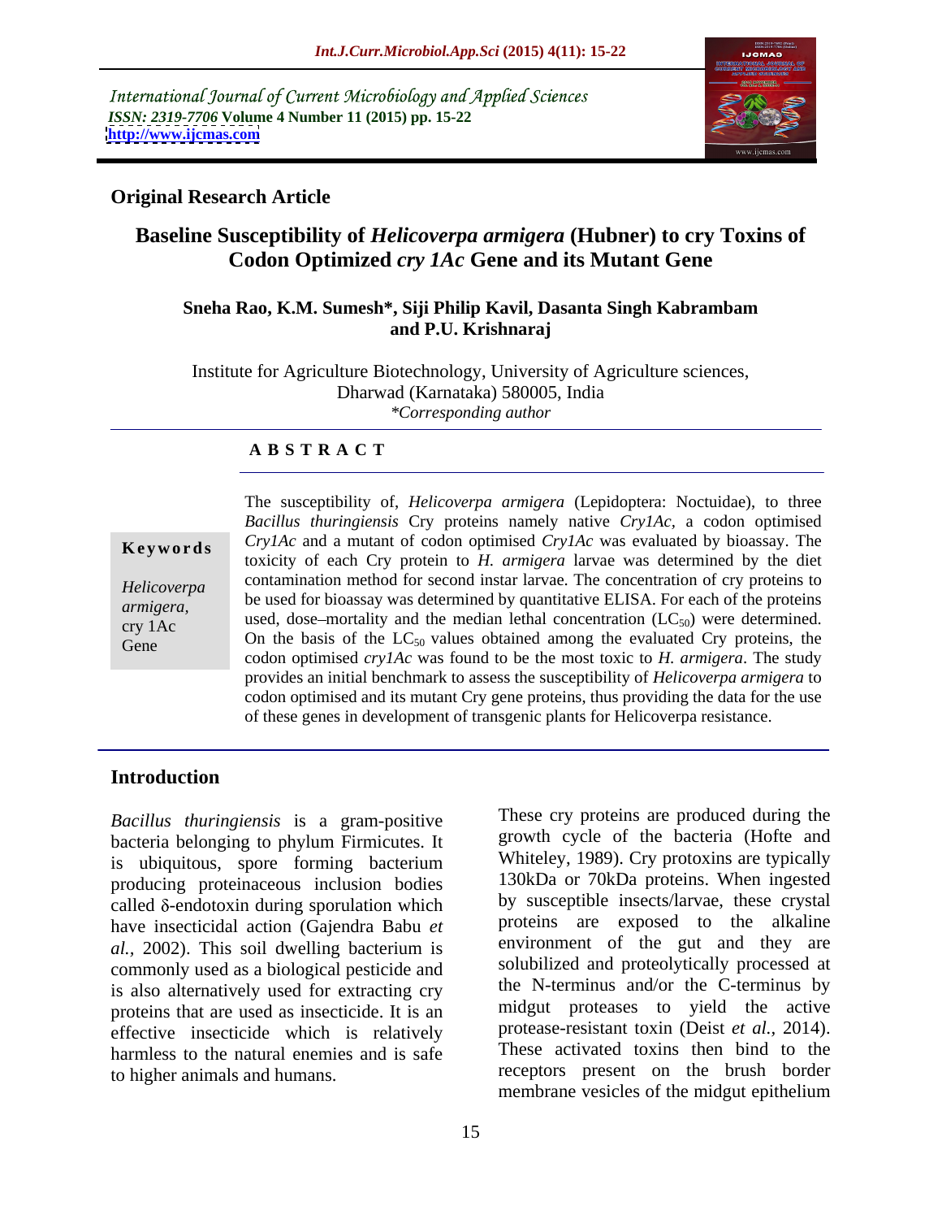International Journal of Current Microbiology and Applied Sciences
*ISSN: 2319-7706* **Volume 4 Number 11 (2015) pp. 15-22**
**http://www.ijcmas.com**

**Original Research Article**

# Baseline Susceptibility of *Helicoverpa armigera* (Hubner) to cry Toxins of Codon Optimized *cry 1Ac* Gene and its Mutant Gene

**Sneha Rao, K.M. Sumesh*, Siji Philip Kavil, Dasanta Singh Kabrambam and P.U. Krishnaraj**

Institute for Agriculture Biotechnology, University of Agriculture sciences, Dharwad (Karnataka) 580005, India
*\*Corresponding author*

## A B S T R A C T

**Keywords**

*Helicoverpa armigera*, cry 1Ac Gene

The susceptibility of, *Helicoverpa armigera* (Lepidoptera: Noctuidae), to three *Bacillus thuringiensis* Cry proteins namely native *Cry1Ac*, a codon optimised *Cry1Ac* and a mutant of codon optimised *Cry1Ac* was evaluated by bioassay. The toxicity of each Cry protein to *H. armigera* larvae was determined by the diet contamination method for second instar larvae. The concentration of cry proteins to be used for bioassay was determined by quantitative ELISA. For each of the proteins used, dose–mortality and the median lethal concentration ($LC_{50}$) were determined. On the basis of the $LC_{50}$ values obtained among the evaluated Cry proteins, the codon optimised *cry1Ac* was found to be the most toxic to *H. armigera*. The study provides an initial benchmark to assess the susceptibility of *Helicoverpa armigera* to codon optimised and its mutant Cry gene proteins, thus providing the data for the use of these genes in development of transgenic plants for Helicoverpa resistance.

## Introduction

*Bacillus thuringiensis* is a gram-positive bacteria belonging to phylum Firmicutes. It is ubiquitous, spore forming bacterium producing proteinaceous inclusion bodies called δ-endotoxin during sporulation which have insecticidal action (Gajendra Babu *et al.,* 2002). This soil dwelling bacterium is commonly used as a biological pesticide and is also alternatively used for extracting cry proteins that are used as insecticide. It is an effective insecticide which is relatively harmless to the natural enemies and is safe to higher animals and humans.

These cry proteins are produced during the growth cycle of the bacteria (Hofte and Whiteley, 1989). Cry protoxins are typically 130kDa or 70kDa proteins. When ingested by susceptible insects/larvae, these crystal proteins are exposed to the alkaline environment of the gut and they are solubilized and proteolytically processed at the N-terminus and/or the C-terminus by midgut proteases to yield the active protease-resistant toxin (Deist *et al.,* 2014). These activated toxins then bind to the receptors present on the brush border membrane vesicles of the midgut epithelium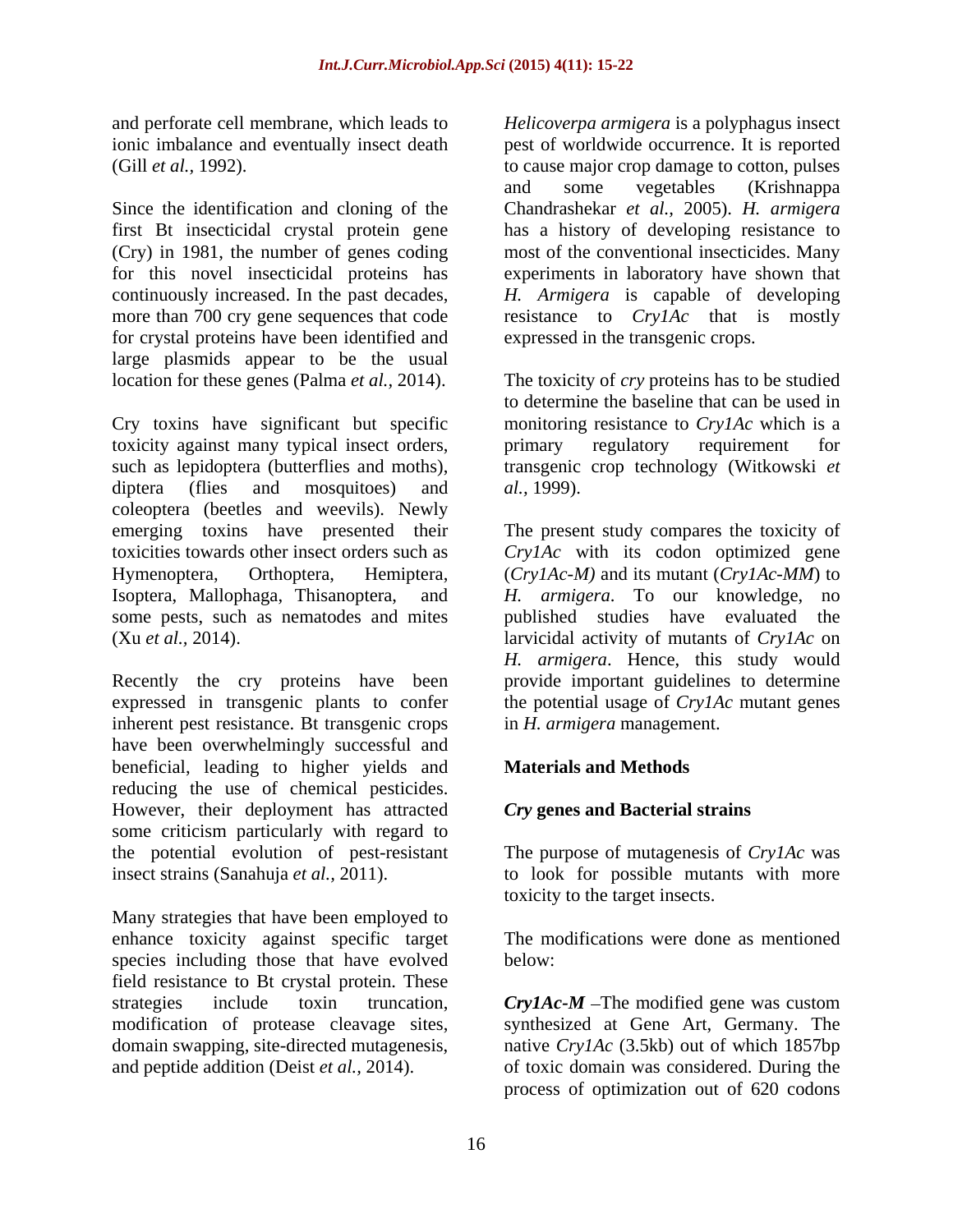and perforate cell membrane, which leads to ionic imbalance and eventually insect death (Gill *et al.,* 1992).

Since the identification and cloning of the first Bt insecticidal crystal protein gene (Cry) in 1981, the number of genes coding for this novel insecticidal proteins has continuously increased. In the past decades, more than 700 cry gene sequences that code for crystal proteins have been identified and large plasmids appear to be the usual location for these genes (Palma *et al.,* 2014).

Cry toxins have significant but specific toxicity against many typical insect orders, such as lepidoptera (butterflies and moths), diptera (flies and mosquitoes) and coleoptera (beetles and weevils). Newly emerging toxins have presented their toxicities towards other insect orders such as Hymenoptera, Orthoptera, Hemiptera, Isoptera, Mallophaga, Thisanoptera, and some pests, such as nematodes and mites (Xu *et al.,* 2014).

Recently the cry proteins have been expressed in transgenic plants to confer inherent pest resistance. Bt transgenic crops have been overwhelmingly successful and beneficial, leading to higher yields and reducing the use of chemical pesticides. However, their deployment has attracted some criticism particularly with regard to the potential evolution of pest-resistant insect strains (Sanahuja *et al.,* 2011).

Many strategies that have been employed to enhance toxicity against specific target species including those that have evolved field resistance to Bt crystal protein. These strategies include toxin truncation, modification of protease cleavage sites, domain swapping, site-directed mutagenesis, and peptide addition (Deist *et al.,* 2014).

*Helicoverpa armigera* is a polyphagus insect pest of worldwide occurrence. It is reported to cause major crop damage to cotton, pulses and some vegetables (Krishnappa Chandrashekar *et al.,* 2005). *H. armigera* has a history of developing resistance to most of the conventional insecticides. Many experiments in laboratory have shown that *H. Armigera* is capable of developing resistance to *Cry1Ac* that is mostly expressed in the transgenic crops.

The toxicity of *cry* proteins has to be studied to determine the baseline that can be used in monitoring resistance to *Cry1Ac* which is a primary regulatory requirement for transgenic crop technology (Witkowski *et al.,* 1999).

The present study compares the toxicity of *Cry1Ac* with its codon optimized gene (*Cry1Ac-M)* and its mutant (*Cry1Ac-MM*) to *H. armigera*. To our knowledge, no published studies have evaluated the larvicidal activity of mutants of *Cry1Ac* on *H. armigera*. Hence, this study would provide important guidelines to determine the potential usage of *Cry1Ac* mutant genes in *H. armigera* management.

## Materials and Methods

### *Cry* genes and Bacterial strains

The purpose of mutagenesis of *Cry1Ac* was to look for possible mutants with more toxicity to the target insects.

The modifications were done as mentioned below:

***Cry1Ac-M*** –The modified gene was custom synthesized at Gene Art, Germany. The native *Cry1Ac* (3.5kb) out of which 1857bp of toxic domain was considered. During the process of optimization out of 620 codons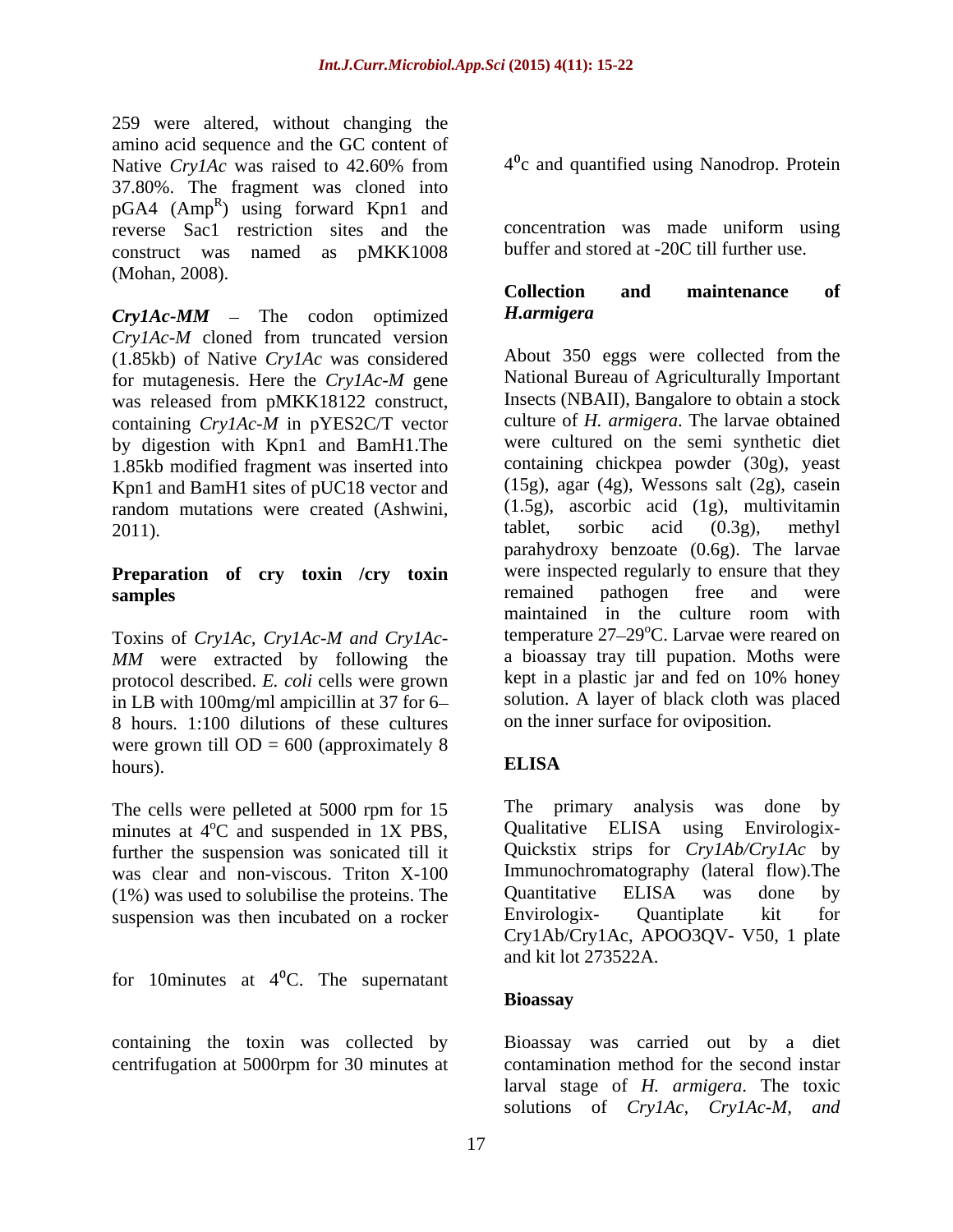259 were altered, without changing the amino acid sequence and the GC content of Native *Cry1Ac* was raised to 42.60% from 37.80%. The fragment was cloned into pGA4 ($Amp^R$) using forward Kpn1 and reverse Sac1 restriction sites and the construct was named as pMKK1008 (Mohan, 2008).

***Cry1Ac-MM*** – The codon optimized *Cry1Ac-M* cloned from truncated version (1.85kb) of Native *Cry1Ac* was considered for mutagenesis. Here the *Cry1Ac-M* gene was released from pMKK18122 construct, containing *Cry1Ac-M* in pYES2C/T vector by digestion with Kpn1 and BamH1.The 1.85kb modified fragment was inserted into Kpn1 and BamH1 sites of pUC18 vector and random mutations were created (Ashwini, 2011).

### Preparation of cry toxin /cry toxin samples

Toxins of *Cry1Ac, Cry1Ac-M and Cry1Ac-MM* were extracted by following the protocol described. *E. coli* cells were grown in LB with 100mg/ml ampicillin at 37 for 6–8 hours. 1:100 dilutions of these cultures were grown till OD = 600 (approximately 8 hours).

The cells were pelleted at 5000 rpm for 15 minutes at 4°C and suspended in 1X PBS, further the suspension was sonicated till it was clear and non-viscous. Triton X-100 (1%) was used to solubilise the proteins. The suspension was then incubated on a rocker for 10minutes at 4°C. The supernatant containing the toxin was collected by centrifugation at 5000rpm for 30 minutes at 4°c and quantified using Nanodrop. Protein concentration was made uniform using buffer and stored at -20C till further use.

### Collection and maintenance of *H.armigera*

About 350 eggs were collected from the National Bureau of Agriculturally Important Insects (NBAII), Bangalore to obtain a stock culture of *H. armigera*. The larvae obtained were cultured on the semi synthetic diet containing chickpea powder (30g), yeast (15g), agar (4g), Wessons salt (2g), casein (1.5g), ascorbic acid (1g), multivitamin tablet, sorbic acid (0.3g), methyl parahydroxy benzoate (0.6g). The larvae were inspected regularly to ensure that they remained pathogen free and were maintained in the culture room with temperature 27–29°C. Larvae were reared on a bioassay tray till pupation. Moths were kept in a plastic jar and fed on 10% honey solution. A layer of black cloth was placed on the inner surface for oviposition.

### ELISA

The primary analysis was done by Qualitative ELISA using Envirologix-Quickstix strips for *Cry1Ab/Cry1Ac* by Immunochromatography (lateral flow).The Quantitative ELISA was done by Envirologix- Quantiplate kit for Cry1Ab/Cry1Ac, APOO3QV- V50, 1 plate and kit lot 273522A.

### Bioassay

Bioassay was carried out by a diet contamination method for the second instar larval stage of *H. armigera*. The toxic solutions of *Cry1Ac, Cry1Ac-M, and*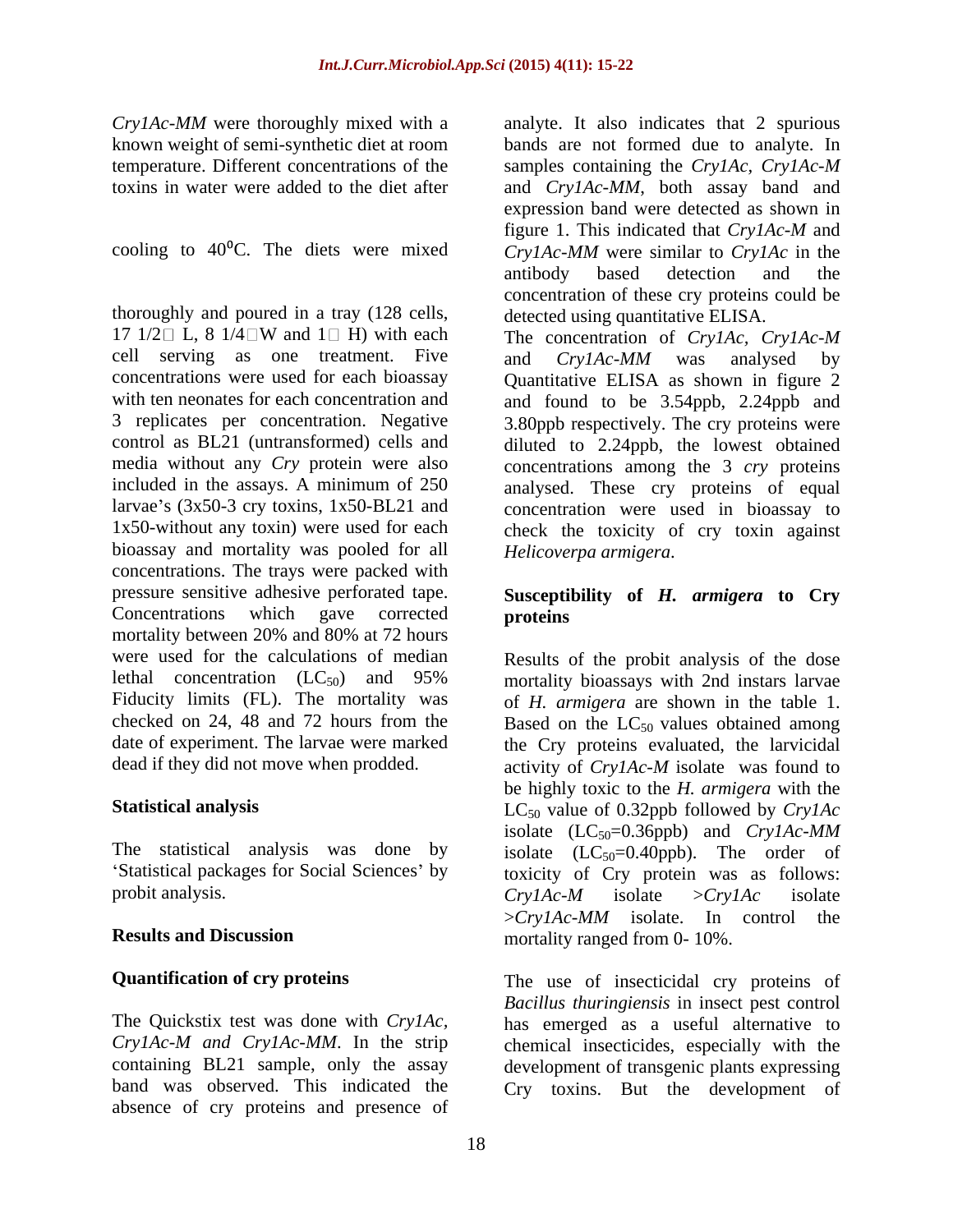*Cry1Ac-MM* were thoroughly mixed with a known weight of semi-synthetic diet at room temperature. Different concentrations of the toxins in water were added to the diet after cooling to $40^0$C. The diets were mixed thoroughly and poured in a tray (128 cells, 17 1/2 L, 8 1/4 W and 1 H) with each cell serving as one treatment. Five concentrations were used for each bioassay with ten neonates for each concentration and 3 replicates per concentration. Negative control as BL21 (untransformed) cells and media without any *Cry* protein were also included in the assays. A minimum of 250 larvae's (3x50-3 cry toxins, 1x50-BL21 and 1x50-without any toxin) were used for each bioassay and mortality was pooled for all concentrations. The trays were packed with pressure sensitive adhesive perforated tape. Concentrations which gave corrected mortality between 20% and 80% at 72 hours were used for the calculations of median lethal concentration ($LC_{50}$) and 95% Fiducity limits (FL). The mortality was checked on 24, 48 and 72 hours from the date of experiment. The larvae were marked dead if they did not move when prodded.

## Statistical analysis

The statistical analysis was done by 'Statistical packages for Social Sciences' by probit analysis.

## Results and Discussion

### Quantification of cry proteins

The Quickstix test was done with *Cry1Ac, Cry1Ac-M and Cry1Ac-MM*. In the strip containing BL21 sample, only the assay band was observed. This indicated the absence of cry proteins and presence of analyte. It also indicates that 2 spurious bands are not formed due to analyte. In samples containing the *Cry1Ac*, *Cry1Ac-M* and *Cry1Ac-MM*, both assay band and expression band were detected as shown in figure 1. This indicated that *Cry1Ac-M* and *Cry1Ac-MM* were similar to *Cry1Ac* in the antibody based detection and the concentration of these cry proteins could be detected using quantitative ELISA.

The concentration of *Cry1Ac*, *Cry1Ac-M* and *Cry1Ac-MM* was analysed by Quantitative ELISA as shown in figure 2 and found to be 3.54ppb, 2.24ppb and 3.80ppb respectively. The cry proteins were diluted to 2.24ppb, the lowest obtained concentrations among the 3 *cry* proteins analysed. These cry proteins of equal concentration were used in bioassay to check the toxicity of cry toxin against *Helicoverpa armigera*.

### Susceptibility of *H. armigera* to Cry proteins

Results of the probit analysis of the dose mortality bioassays with 2nd instars larvae of *H. armigera* are shown in the table 1. Based on the $LC_{50}$ values obtained among the Cry proteins evaluated, the larvicidal activity of *Cry1Ac-M* isolate was found to be highly toxic to the *H. armigera* with the $LC_{50}$ value of 0.32ppb followed by *Cry1Ac* isolate ($LC_{50}$=0.36ppb) and *Cry1Ac-MM* isolate ($LC_{50}$=0.40ppb). The order of toxicity of Cry protein was as follows: *Cry1Ac-M* isolate >*Cry1Ac* isolate >*Cry1Ac-MM* isolate. In control the mortality ranged from 0- 10%.

The use of insecticidal cry proteins of *Bacillus thuringiensis* in insect pest control has emerged as a useful alternative to chemical insecticides, especially with the development of transgenic plants expressing Cry toxins. But the development of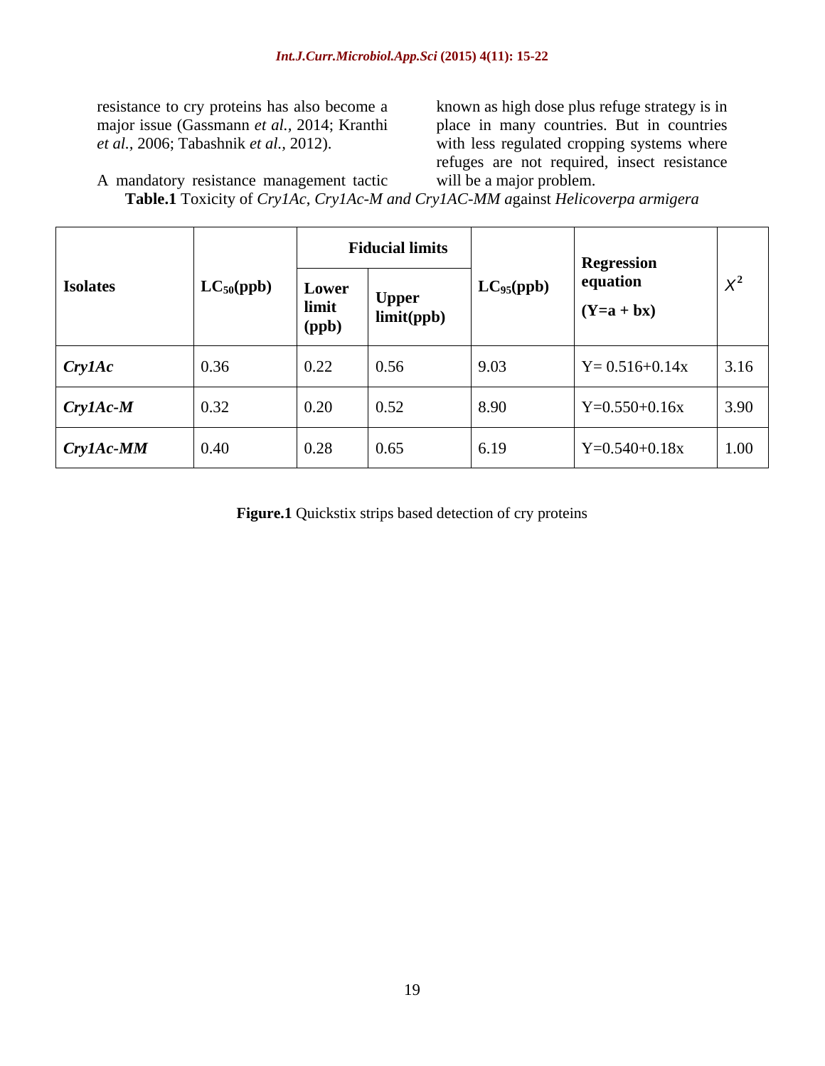resistance to cry proteins has also become a major issue (Gassmann *et al.,* 2014; Kranthi *et al.,* 2006; Tabashnik *et al.,* 2012).

A mandatory resistance management tactic known as high dose plus refuge strategy is in place in many countries. But in countries with less regulated cropping systems where refuges are not required, insect resistance will be a major problem.

**Table.1** Toxicity of *Cry1Ac*, *Cry1Ac-M and Cry1AC-MM* against *Helicoverpa armigera*

| **Isolates** | **$LC_{50}$(ppb)** | **Fiducial limits** | | **$LC_{95}$(ppb)** | **Regression equation (Y=a + bx)** | $X^2$ |
|---|---|---|---|---|---|---|
| | | **Lower limit (ppb)** | **Upper limit(ppb)** | | | |
| ***Cry1Ac*** | 0.36 | 0.22 | 0.56 | 9.03 | Y= 0.516+0.14x | 3.16 |
| ***Cry1Ac-M*** | 0.32 | 0.20 | 0.52 | 8.90 | Y=0.550+0.16x | 3.90 |
| ***Cry1Ac-MM*** | 0.40 | 0.28 | 0.65 | 6.19 | Y=0.540+0.18x | 1.00 |

**Figure.1** Quickstix strips based detection of cry proteins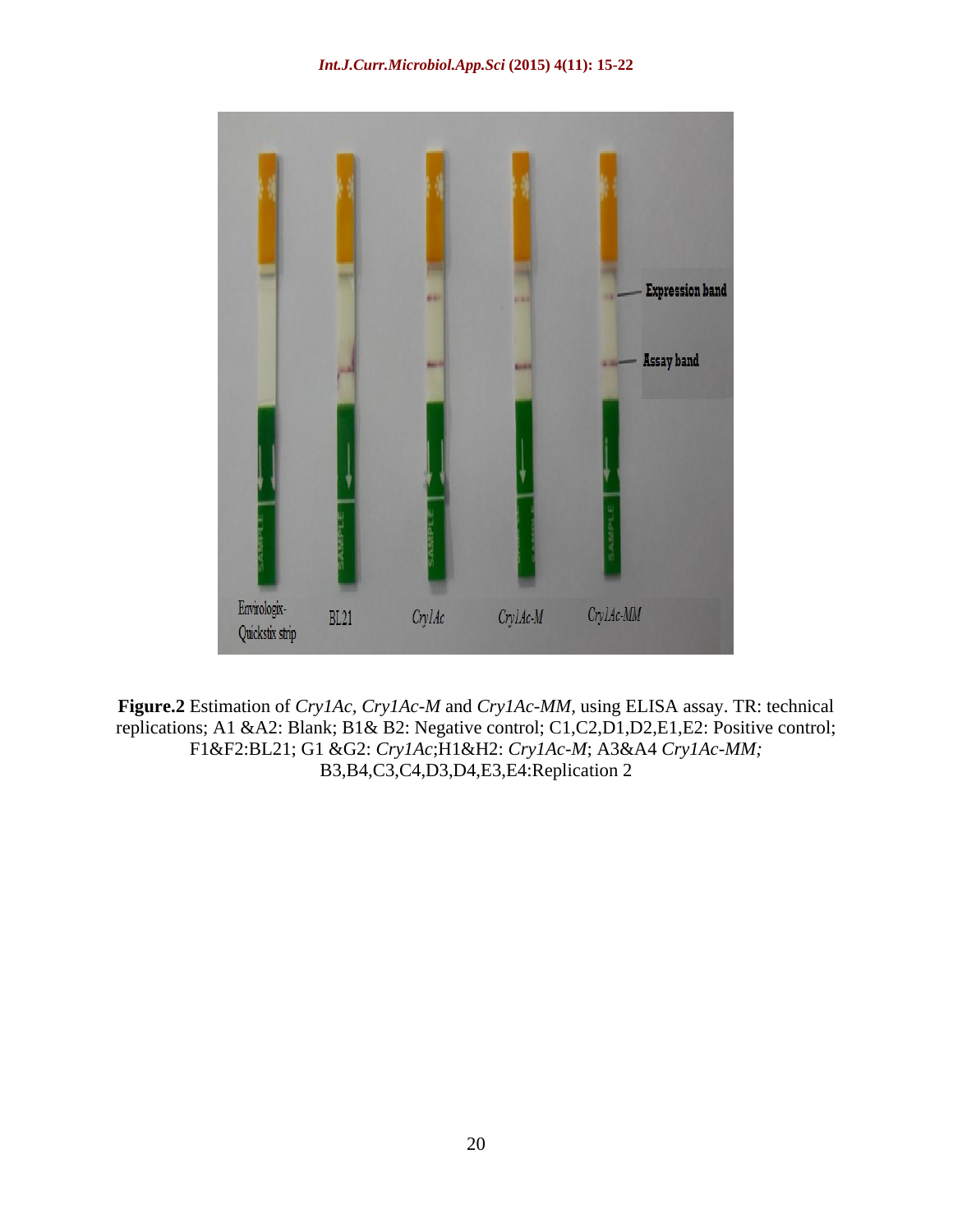**Figure.2** Estimation of *Cry1Ac*, *Cry1Ac-M* and *Cry1Ac-MM*, using ELISA assay. TR: technical replications; A1 &A2: Blank; B1& B2: Negative control; C1,C2,D1,D2,E1,E2: Positive control; F1&F2:BL21; G1 &G2: *Cry1Ac*;H1&H2: *Cry1Ac-M*; A3&A4 *Cry1Ac-MM;* B3,B4,C3,C4,D3,D4,E3,E4:Replication 2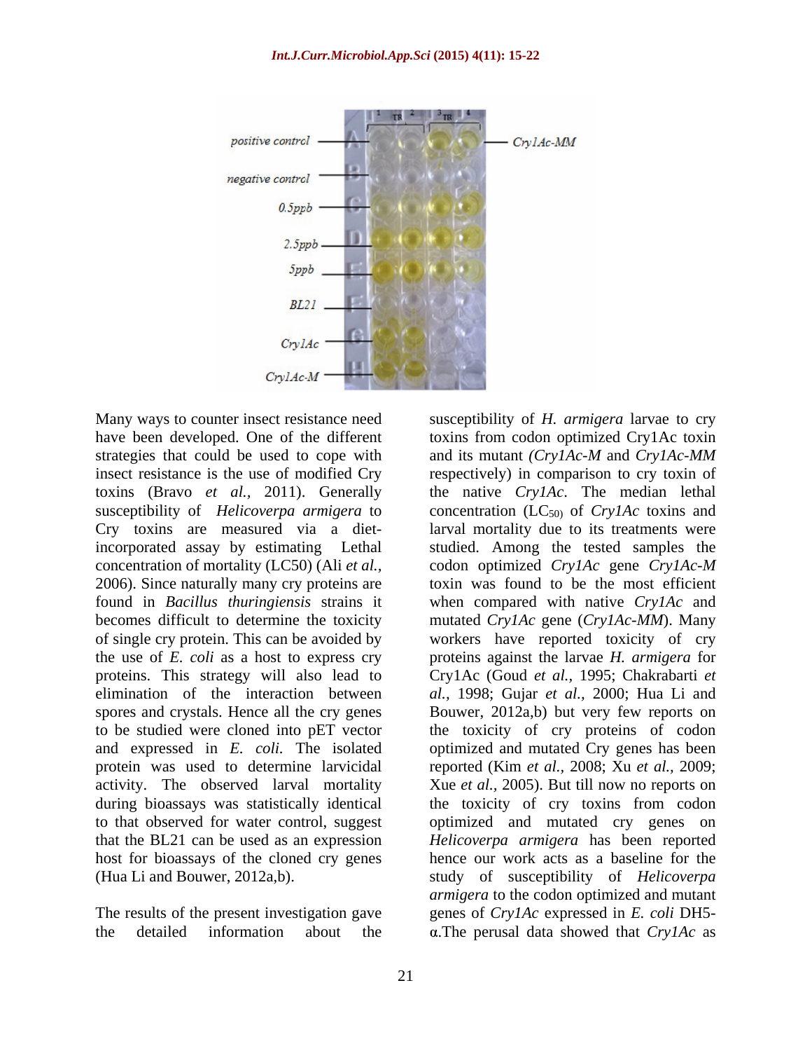Many ways to counter insect resistance need have been developed. One of the different strategies that could be used to cope with insect resistance is the use of modified Cry toxins (Bravo *et al.,* 2011). Generally susceptibility of *Helicoverpa armigera* to Cry toxins are measured via a diet-incorporated assay by estimating Lethal concentration of mortality (LC50) (Ali *et al.,* 2006). Since naturally many cry proteins are found in *Bacillus thuringiensis* strains it becomes difficult to determine the toxicity of single cry protein. This can be avoided by the use of *E. coli* as a host to express cry proteins. This strategy will also lead to elimination of the interaction between spores and crystals. Hence all the cry genes to be studied were cloned into pET vector and expressed in *E. coli*. The isolated protein was used to determine larvicidal activity. The observed larval mortality during bioassays was statistically identical to that observed for water control, suggest that the BL21 can be used as an expression host for bioassays of the cloned cry genes (Hua Li and Bouwer, 2012a,b).

The results of the present investigation gave the detailed information about the susceptibility of *H. armigera* larvae to cry toxins from codon optimized Cry1Ac toxin and its mutant *(Cry1Ac-M* and *Cry1Ac-MM* respectively) in comparison to cry toxin of the native *Cry1Ac*. The median lethal concentration ($LC_{50}$) of *Cry1Ac* toxins and larval mortality due to its treatments were studied. Among the tested samples the codon optimized *Cry1Ac* gene *Cry1Ac-M* toxin was found to be the most efficient when compared with native *Cry1Ac* and mutated *Cry1Ac* gene (*Cry1Ac-MM*). Many workers have reported toxicity of cry proteins against the larvae *H. armigera* for Cry1Ac (Goud *et al.,* 1995; Chakrabarti *et al.,* 1998; Gujar *et al.,* 2000; Hua Li and Bouwer, 2012a,b) but very few reports on the toxicity of cry proteins of codon optimized and mutated Cry genes has been reported (Kim *et al.,* 2008; Xu *et al.,* 2009; Xue *et al.*, 2005). But till now no reports on the toxicity of cry toxins from codon optimized and mutated cry genes on *Helicoverpa armigera* has been reported hence our work acts as a baseline for the study of susceptibility of *Helicoverpa armigera* to the codon optimized and mutant genes of *Cry1Ac* expressed in *E. coli* DH5-α.The perusal data showed that *Cry1Ac* as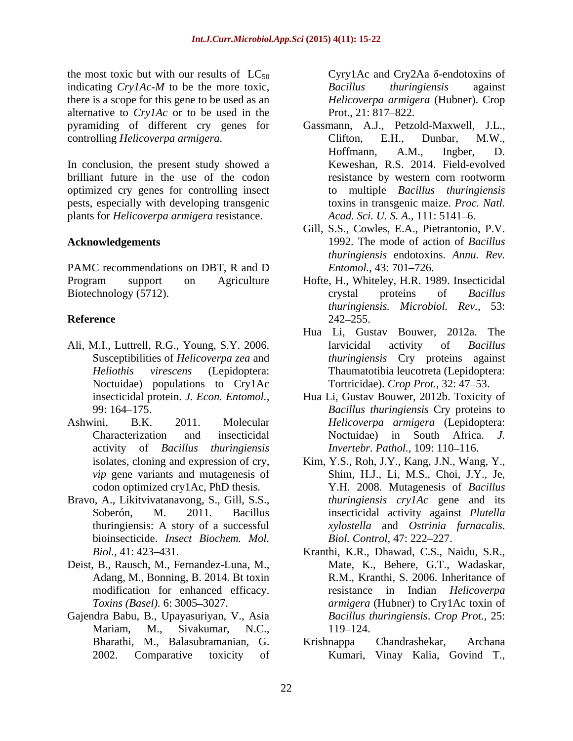the most toxic but with our results of $LC_{50}$ indicating *Cry1Ac-M* to be the more toxic, there is a scope for this gene to be used as an alternative to *Cry1Ac* or to be used in the pyramiding of different cry genes for controlling *Helicoverpa armigera.*

In conclusion, the present study showed a brilliant future in the use of the codon optimized cry genes for controlling insect pests, especially with developing transgenic plants for *Helicoverpa armigera* resistance.

## Acknowledgements

PAMC recommendations on DBT, R and D Program support on Agriculture Biotechnology (5712).

## Reference

- Ali, M.I., Luttrell, R.G., Young, S.Y. 2006. Susceptibilities of *Helicoverpa zea* and *Heliothis virescens* (Lepidoptera: Noctuidae) populations to Cry1Ac insecticidal protein. *J. Econ. Entomol.,* 99: 164–175.
- Ashwini, B.K. 2011. Molecular Characterization and insecticidal activity of *Bacillus thuringiensis* isolates, cloning and expression of cry, *vip* gene variants and mutagenesis of codon optimized cry1Ac, PhD thesis.
- Bravo, A., Likitvivatanavong, S., Gill, S.S., Soberón, M. 2011. Bacillus thuringiensis: A story of a successful bioinsecticide. *Insect Biochem. Mol. Biol.,* 41: 423–431.
- Deist, B., Rausch, M., Fernandez-Luna, M., Adang, M., Bonning, B. 2014. Bt toxin modification for enhanced efficacy. *Toxins (Basel).* 6: 3005–3027.
- Gajendra Babu, B., Upayasuriyan, V., Asia Mariam, M., Sivakumar, N.C., Bharathi, M., Balasubramanian, G. 2002. Comparative toxicity of Cyry1Ac and Cry2Aa δ-endotoxins of *Bacillus thuringiensis* against *Helicoverpa armigera* (Hubner). Crop Prot., 21: 817–822.
- Gassmann, A.J., Petzold-Maxwell, J.L., Clifton, E.H., Dunbar, M.W., Hoffmann, A.M., Ingber, D. Keweshan, R.S. 2014. Field-evolved resistance by western corn rootworm to multiple *Bacillus thuringiensis* toxins in transgenic maize. *Proc. Natl. Acad. Sci. U. S. A.,* 111: 5141–6.
- Gill, S.S., Cowles, E.A., Pietrantonio, P.V. 1992. The mode of action of *Bacillus thuringiensis* endotoxins. *Annu. Rev. Entomol.,* 43: 701–726.
- Hofte, H., Whiteley, H.R. 1989. Insecticidal crystal proteins of *Bacillus thuringiensis. Microbiol. Rev.,* 53: 242–255.
- Hua Li, Gustav Bouwer, 2012a. The larvicidal activity of *Bacillus thuringiensis* Cry proteins against Thaumatotibia leucotreta (Lepidoptera: Tortricidae). *Crop Prot.,* 32: 47–53.
- Hua Li, Gustav Bouwer, 2012b. Toxicity of *Bacillus thuringiensis* Cry proteins to *Helicoverpa armigera* (Lepidoptera: Noctuidae) in South Africa. *J. Invertebr. Pathol.,* 109: 110–116.
- Kim, Y.S., Roh, J.Y., Kang, J.N., Wang, Y., Shim, H.J., Li, M.S., Choi, J.Y., Je, Y.H. 2008. Mutagenesis of *Bacillus thuringiensis cry1Ac* gene and its insecticidal activity against *Plutella xylostella* and *Ostrinia furnacalis*. *Biol. Control,* 47: 222–227.
- Kranthi, K.R., Dhawad, C.S., Naidu, S.R., Mate, K., Behere, G.T., Wadaskar, R.M., Kranthi, S. 2006. Inheritance of resistance in Indian *Helicoverpa armigera* (Hubner) to Cry1Ac toxin of *Bacillus thuringiensis*. *Crop Prot.,* 25: 119–124.
- Krishnappa Chandrashekar, Archana Kumari, Vinay Kalia, Govind T.,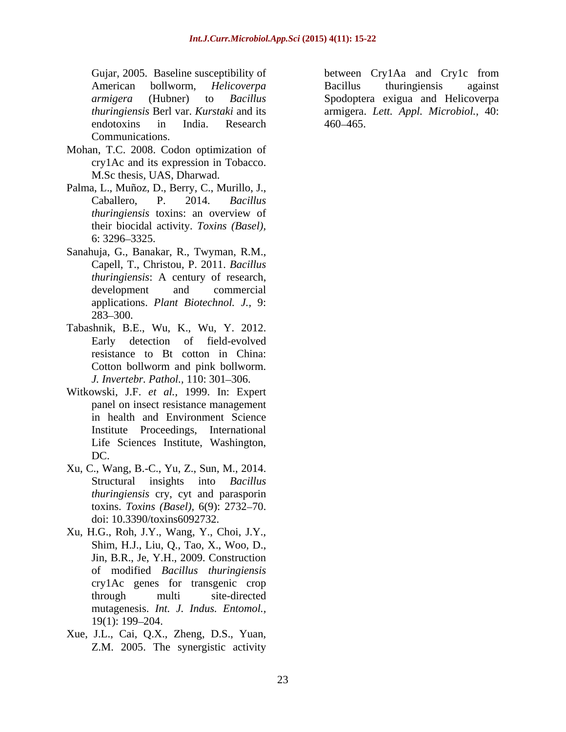Gujar, 2005. Baseline susceptibility of American bollworm, *Helicoverpa armigera* (Hubner) to *Bacillus thuringiensis* Berl var. *Kurstaki* and its endotoxins in India. Research Communications.

Mohan, T.C. 2008. Codon optimization of cry1Ac and its expression in Tobacco. M.Sc thesis, UAS, Dharwad.

Palma, L., Muñoz, D., Berry, C., Murillo, J., Caballero, P. 2014. *Bacillus thuringiensis* toxins: an overview of their biocidal activity. *Toxins (Basel),* 6: 3296–3325.

Sanahuja, G., Banakar, R., Twyman, R.M., Capell, T., Christou, P. 2011. *Bacillus thuringiensis*: A century of research, development and commercial applications. *Plant Biotechnol. J.,* 9: 283–300.

Tabashnik, B.E., Wu, K., Wu, Y. 2012. Early detection of field-evolved resistance to Bt cotton in China: Cotton bollworm and pink bollworm. *J. Invertebr. Pathol.,* 110: 301–306.

Witkowski, J.F. *et al.,* 1999. In: Expert panel on insect resistance management in health and Environment Science Institute Proceedings, International Life Sciences Institute, Washington, DC.

Xu, C., Wang, B.-C., Yu, Z., Sun, M., 2014. Structural insights into *Bacillus thuringiensis* cry, cyt and parasporin toxins. *Toxins (Basel),* 6(9): 2732–70. doi: 10.3390/toxins6092732.

Xu, H.G., Roh, J.Y., Wang, Y., Choi, J.Y., Shim, H.J., Liu, Q., Tao, X., Woo, D., Jin, B.R., Je, Y.H., 2009. Construction of modified *Bacillus thuringiensis* cry1Ac genes for transgenic crop through multi site-directed mutagenesis. *Int. J. Indus. Entomol.,* 19(1): 199–204.

Xue, J.L., Cai, Q.X., Zheng, D.S., Yuan, Z.M. 2005. The synergistic activity between Cry1Aa and Cry1c from Bacillus thuringiensis against Spodoptera exigua and Helicoverpa armigera. *Lett. Appl. Microbiol.,* 40: 460–465.